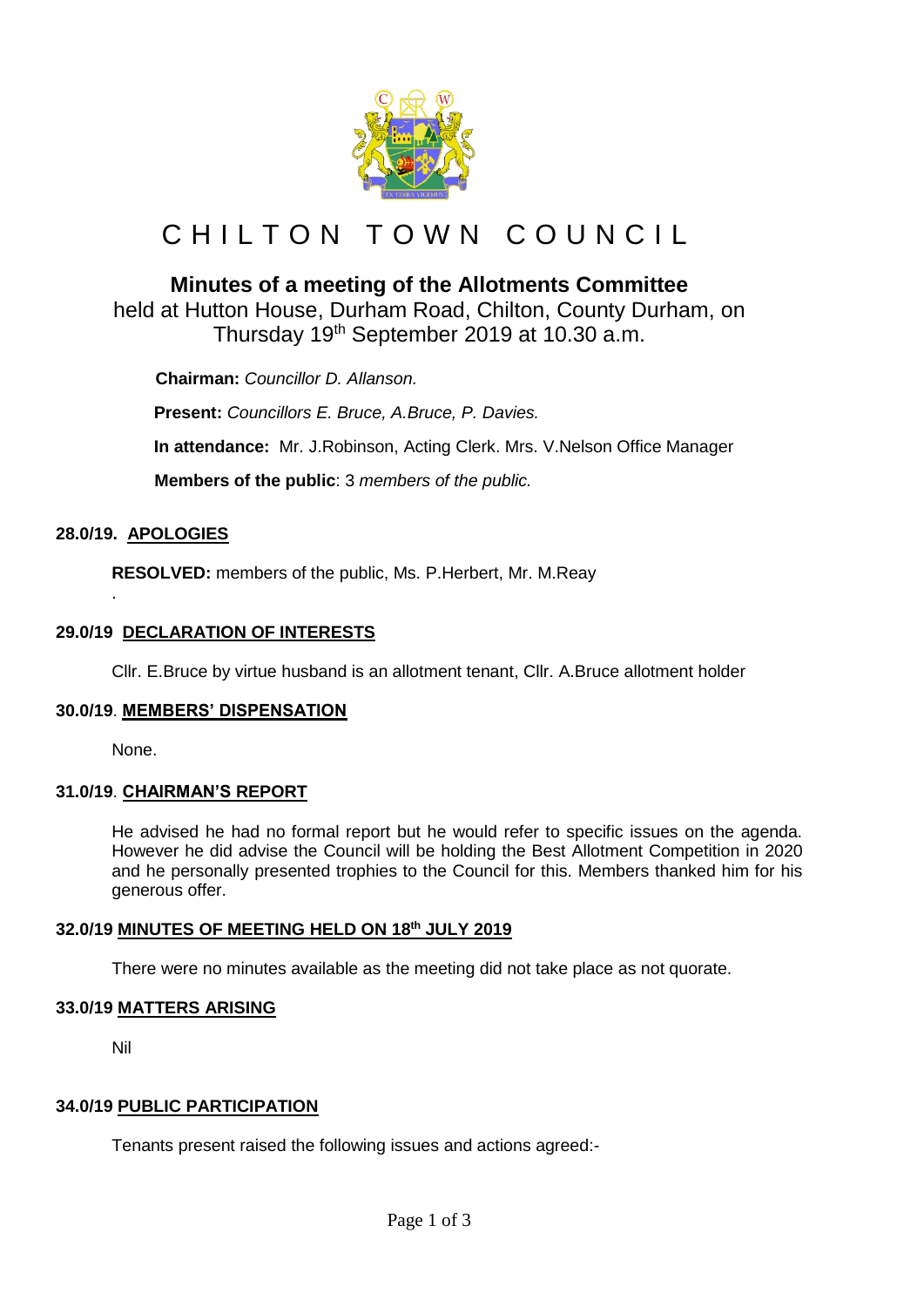# CHILTON TOWN COUNCIL

## Minutes of a meeting of the Allotments Committee

held at Hutton House, Durham Road, Chilton, County Durham, on Thursday 19th September 2019 at 10.30 a.m.

**Chairman:** *Councillor D. Allanson.*

**Present:** *Councillors E. Bruce, A.Bruce, P. Davies.*

**In attendance:** Mr. J.Robinson, Acting Clerk. Mrs. V.Nelson Office Manager

**Members of the public**: 3 *members of the public.*

### 28.0/19. APOLOGIES

**RESOLVED:** members of the public, Ms. P.Herbert, Mr. M.Reay

.

### 29.0/19 DECLARATION OF INTERESTS

Cllr. E.Bruce by virtue husband is an allotment tenant, Cllr. A.Bruce allotment holder

### 30.0/19. MEMBERS' DISPENSATION

None.

### 31.0/19. CHAIRMAN'S REPORT

He advised he had no formal report but he would refer to specific issues on the agenda. However he did advise the Council will be holding the Best Allotment Competition in 2020 and he personally presented trophies to the Council for this. Members thanked him for his generous offer.

### 32.0/19 MINUTES OF MEETING HELD ON 18th JULY 2019

There were no minutes available as the meeting did not take place as not quorate.

### 33.0/19 MATTERS ARISING

Nil

### 34.0/19 PUBLIC PARTICIPATION

Tenants present raised the following issues and actions agreed:-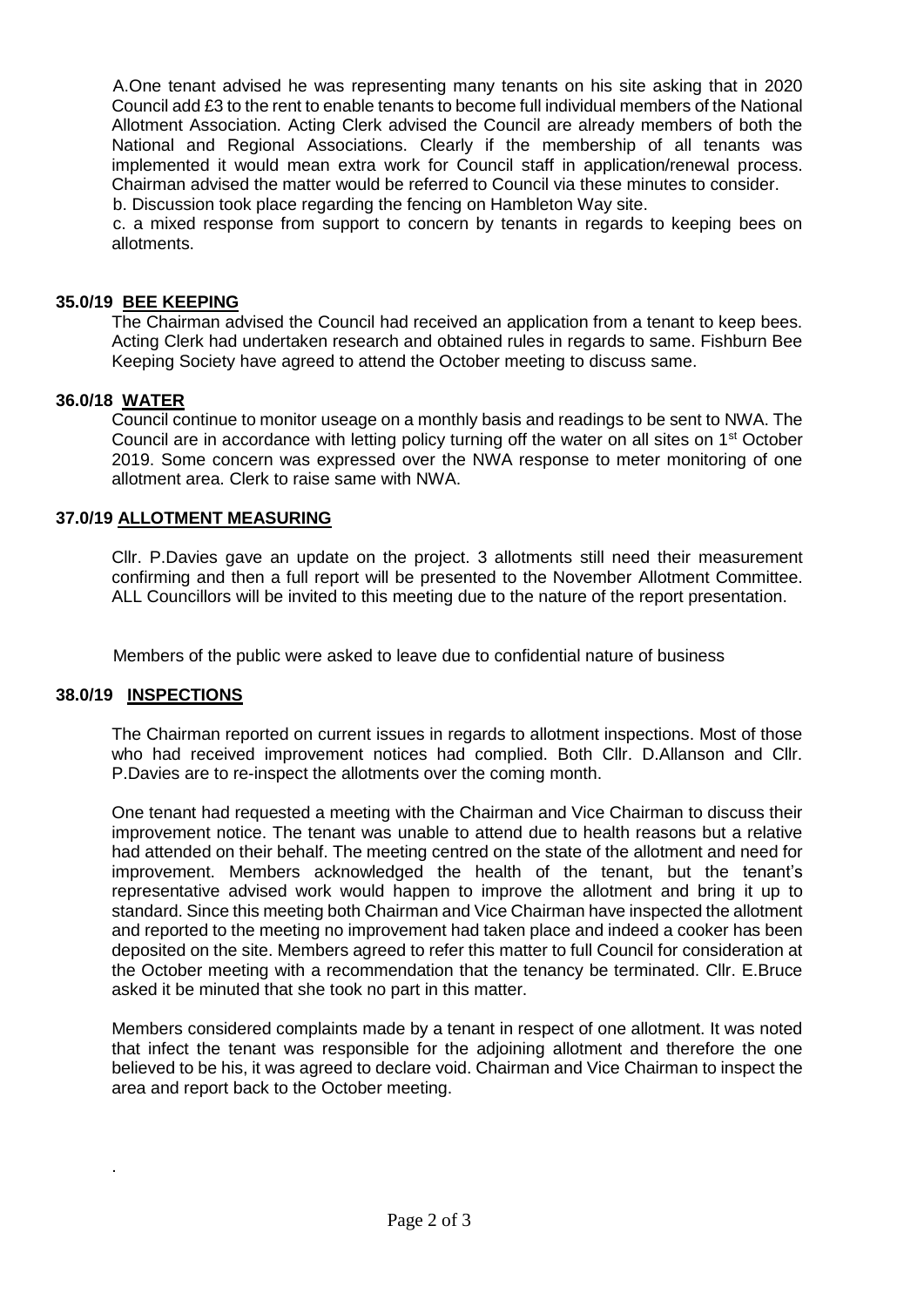A.One tenant advised he was representing many tenants on his site asking that in 2020 Council add £3 to the rent to enable tenants to become full individual members of the National Allotment Association. Acting Clerk advised the Council are already members of both the National and Regional Associations. Clearly if the membership of all tenants was implemented it would mean extra work for Council staff in application/renewal process. Chairman advised the matter would be referred to Council via these minutes to consider.

b. Discussion took place regarding the fencing on Hambleton Way site.

c. a mixed response from support to concern by tenants in regards to keeping bees on allotments.

**35.0/19 BEE KEEPING**

The Chairman advised the Council had received an application from a tenant to keep bees. Acting Clerk had undertaken research and obtained rules in regards to same. Fishburn Bee Keeping Society have agreed to attend the October meeting to discuss same.

**36.0/18 WATER**

Council continue to monitor useage on a monthly basis and readings to be sent to NWA. The Council are in accordance with letting policy turning off the water on all sites on 1st October 2019. Some concern was expressed over the NWA response to meter monitoring of one allotment area. Clerk to raise same with NWA.

**37.0/19 ALLOTMENT MEASURING**

Cllr. P.Davies gave an update on the project. 3 allotments still need their measurement confirming and then a full report will be presented to the November Allotment Committee. ALL Councillors will be invited to this meeting due to the nature of the report presentation.

Members of the public were asked to leave due to confidential nature of business

**38.0/19 INSPECTIONS**

The Chairman reported on current issues in regards to allotment inspections. Most of those who had received improvement notices had complied. Both Cllr. D.Allanson and Cllr. P.Davies are to re-inspect the allotments over the coming month.

One tenant had requested a meeting with the Chairman and Vice Chairman to discuss their improvement notice. The tenant was unable to attend due to health reasons but a relative had attended on their behalf. The meeting centred on the state of the allotment and need for improvement. Members acknowledged the health of the tenant, but the tenant's representative advised work would happen to improve the allotment and bring it up to standard. Since this meeting both Chairman and Vice Chairman have inspected the allotment and reported to the meeting no improvement had taken place and indeed a cooker has been deposited on the site. Members agreed to refer this matter to full Council for consideration at the October meeting with a recommendation that the tenancy be terminated. Cllr. E.Bruce asked it be minuted that she took no part in this matter.

Members considered complaints made by a tenant in respect of one allotment. It was noted that infect the tenant was responsible for the adjoining allotment and therefore the one believed to be his, it was agreed to declare void. Chairman and Vice Chairman to inspect the area and report back to the October meeting.

.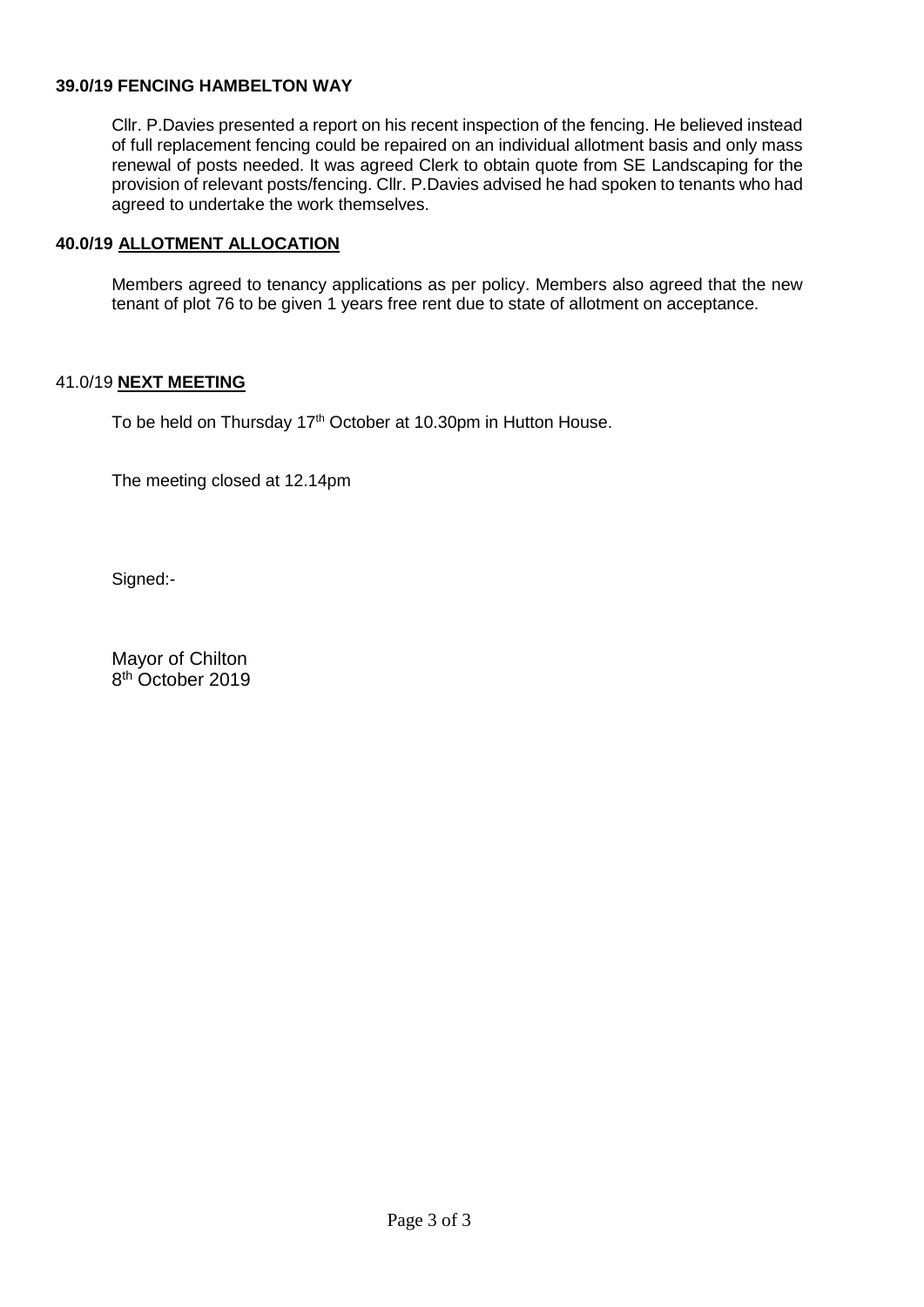**39.0/19 FENCING HAMBELTON WAY**

Cllr. P.Davies presented a report on his recent inspection of the fencing. He believed instead of full replacement fencing could be repaired on an individual allotment basis and only mass renewal of posts needed. It was agreed Clerk to obtain quote from SE Landscaping for the provision of relevant posts/fencing. Cllr. P.Davies advised he had spoken to tenants who had agreed to undertake the work themselves.

**40.0/19 ALLOTMENT ALLOCATION**

Members agreed to tenancy applications as per policy. Members also agreed that the new tenant of plot 76 to be given 1 years free rent due to state of allotment on acceptance.

41.0/19 **NEXT MEETING**

To be held on Thursday 17th October at 10.30pm in Hutton House.

The meeting closed at 12.14pm

Signed:-

Mayor of Chilton
8th October 2019